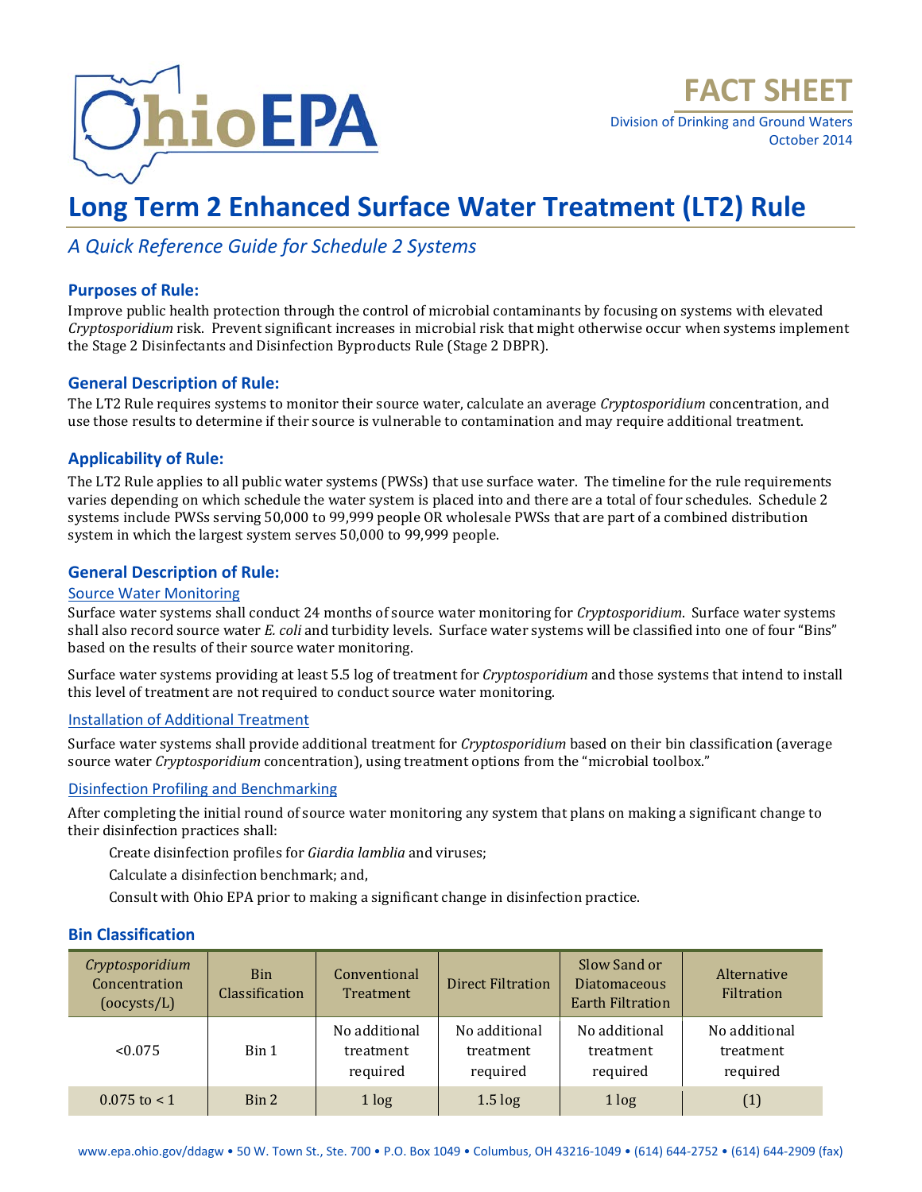FACT SHEET

Division of Drinking and Ground Waters
October 2014

# Long Term 2 Enhanced Surface Water Treatment (LT2) Rule

*A Quick Reference Guide for Schedule 2 Systems*

## Purposes of Rule:

Improve public health protection through the control of microbial contaminants by focusing on systems with elevated *Cryptosporidium* risk. Prevent significant increases in microbial risk that might otherwise occur when systems implement the Stage 2 Disinfectants and Disinfection Byproducts Rule (Stage 2 DBPR).

## General Description of Rule:

The LT2 Rule requires systems to monitor their source water, calculate an average *Cryptosporidium* concentration, and use those results to determine if their source is vulnerable to contamination and may require additional treatment.

## Applicability of Rule:

The LT2 Rule applies to all public water systems (PWSs) that use surface water. The timeline for the rule requirements varies depending on which schedule the water system is placed into and there are a total of four schedules. Schedule 2 systems include PWSs serving 50,000 to 99,999 people OR wholesale PWSs that are part of a combined distribution system in which the largest system serves 50,000 to 99,999 people.

## General Description of Rule:

### Source Water Monitoring

Surface water systems shall conduct 24 months of source water monitoring for *Cryptosporidium*. Surface water systems shall also record source water *E. coli* and turbidity levels. Surface water systems will be classified into one of four "Bins" based on the results of their source water monitoring.

Surface water systems providing at least 5.5 log of treatment for *Cryptosporidium* and those systems that intend to install this level of treatment are not required to conduct source water monitoring.

### Installation of Additional Treatment

Surface water systems shall provide additional treatment for *Cryptosporidium* based on their bin classification (average source water *Cryptosporidium* concentration), using treatment options from the "microbial toolbox."

### Disinfection Profiling and Benchmarking

After completing the initial round of source water monitoring any system that plans on making a significant change to their disinfection practices shall:

Create disinfection profiles for *Giardia lamblia* and viruses;

Calculate a disinfection benchmark; and,

Consult with Ohio EPA prior to making a significant change in disinfection practice.

## Bin Classification

| *Cryptosporidium* Concentration (oocysts/L) | Bin Classification | Conventional Treatment | Direct Filtration | Slow Sand or Diatomaceous Earth Filtration | Alternative Filtration |
|---|---|---|---|---|---|
| <0.075 | Bin 1 | No additional treatment required | No additional treatment required | No additional treatment required | No additional treatment required |
| 0.075 to < 1 | Bin 2 | 1 log | 1.5 log | 1 log | (1) |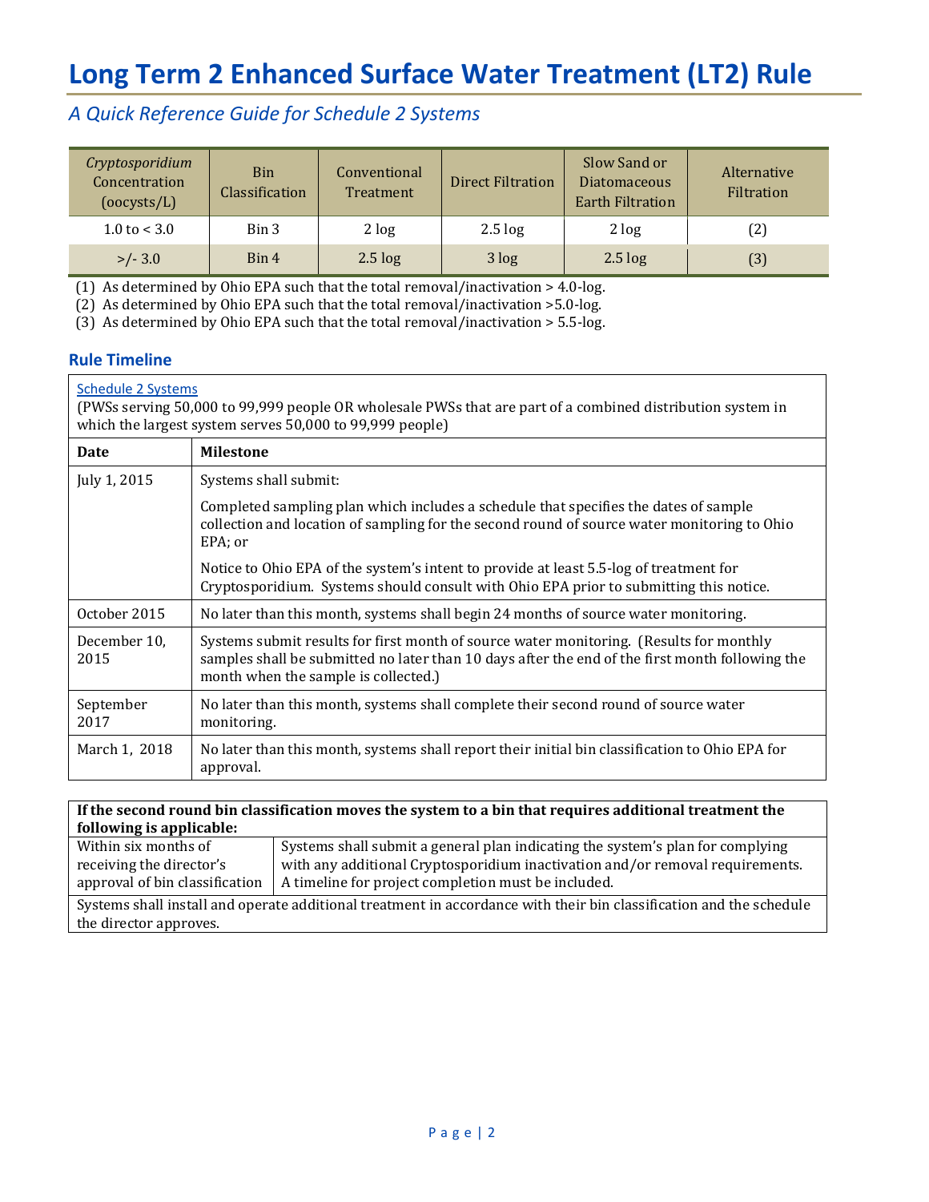# Long Term 2 Enhanced Surface Water Treatment (LT2) Rule

## *A Quick Reference Guide for Schedule 2 Systems*

| *Cryptosporidium* Concentration (oocysts/L) | Bin Classification | Conventional Treatment | Direct Filtration | Slow Sand or Diatomaceous Earth Filtration | Alternative Filtration |
|---|---|---|---|---|---|
| 1.0 to < 3.0 | Bin 3 | 2 log | 2.5 log | 2 log | (2) |
| >/- 3.0 | Bin 4 | 2.5 log | 3 log | 2.5 log | (3) |

(1) As determined by Ohio EPA such that the total removal/inactivation > 4.0-log.
(2) As determined by Ohio EPA such that the total removal/inactivation >5.0-log.
(3) As determined by Ohio EPA such that the total removal/inactivation > 5.5-log.

### Rule Timeline

Schedule 2 Systems
(PWSs serving 50,000 to 99,999 people OR wholesale PWSs that are part of a combined distribution system in which the largest system serves 50,000 to 99,999 people)

| Date | Milestone |
|---|---|
| July 1, 2015 | Systems shall submit:<br><br>Completed sampling plan which includes a schedule that specifies the dates of sample collection and location of sampling for the second round of source water monitoring to Ohio EPA; or<br><br>Notice to Ohio EPA of the system's intent to provide at least 5.5-log of treatment for Cryptosporidium. Systems should consult with Ohio EPA prior to submitting this notice. |
| October 2015 | No later than this month, systems shall begin 24 months of source water monitoring. |
| December 10, 2015 | Systems submit results for first month of source water monitoring. (Results for monthly samples shall be submitted no later than 10 days after the end of the first month following the month when the sample is collected.) |
| September 2017 | No later than this month, systems shall complete their second round of source water monitoring. |
| March 1, 2018 | No later than this month, systems shall report their initial bin classification to Ohio EPA for approval. |

| **If the second round bin classification moves the system to a bin that requires additional treatment the following is applicable:** | |
|---|---|
| Within six months of receiving the director's approval of bin classification | Systems shall submit a general plan indicating the system's plan for complying with any additional Cryptosporidium inactivation and/or removal requirements. A timeline for project completion must be included. |
| Systems shall install and operate additional treatment in accordance with their bin classification and the schedule the director approves. | |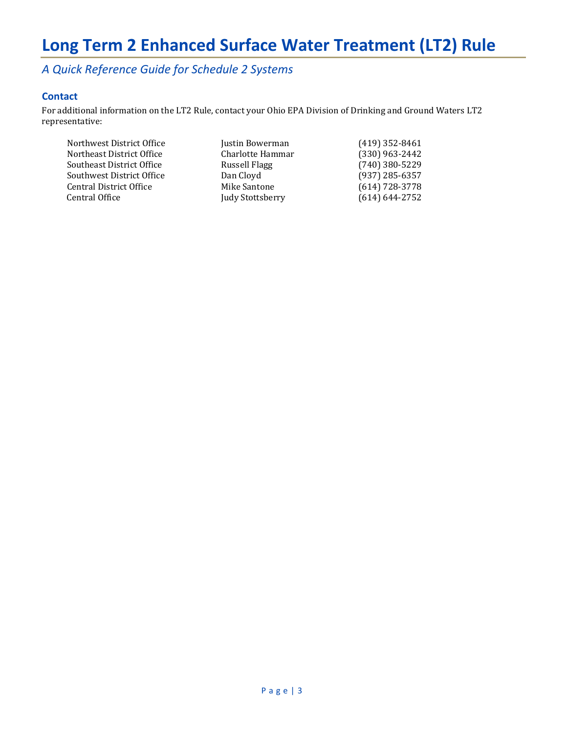# Long Term 2 Enhanced Surface Water Treatment (LT2) Rule

*A Quick Reference Guide for Schedule 2 Systems*

### Contact

For additional information on the LT2 Rule, contact your Ohio EPA Division of Drinking and Ground Waters LT2 representative:

| | | |
|---|---|---|
| Northwest District Office | Justin Bowerman | (419) 352-8461 |
| Northeast District Office | Charlotte Hammar | (330) 963-2442 |
| Southeast District Office | Russell Flagg | (740) 380-5229 |
| Southwest District Office | Dan Cloyd | (937) 285-6357 |
| Central District Office | Mike Santone | (614) 728-3778 |
| Central Office | Judy Stottsberry | (614) 644-2752 |